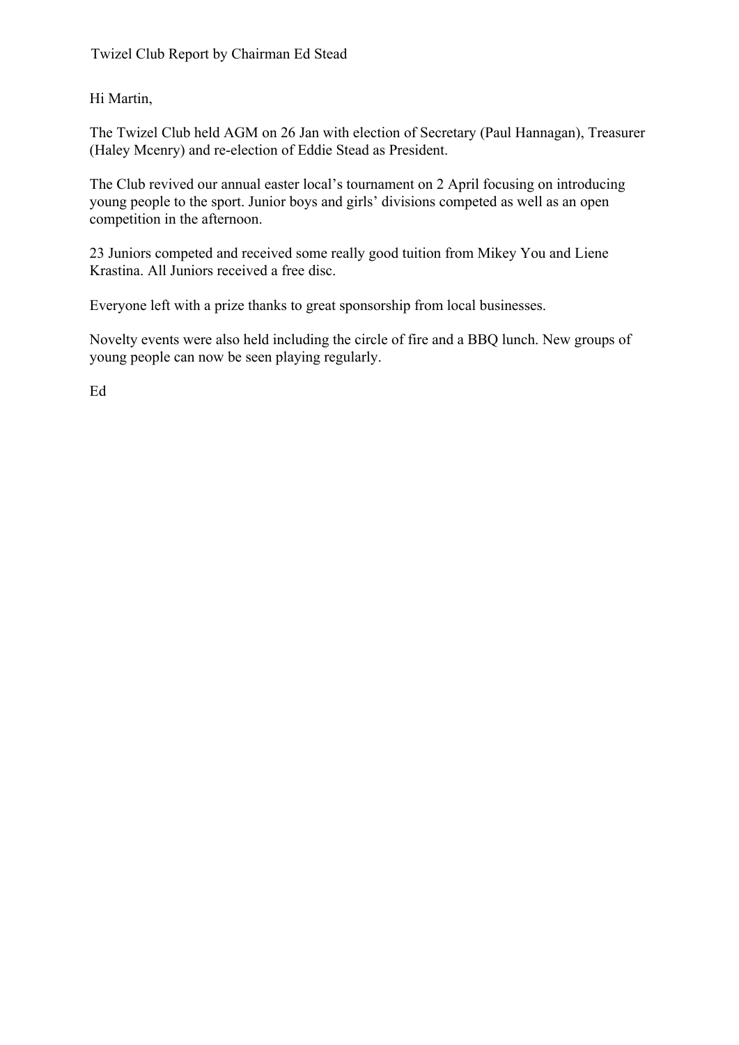Twizel Club Report by Chairman Ed Stead

Hi Martin,

The Twizel Club held AGM on 26 Jan with election of Secretary (Paul Hannagan), Treasurer (Haley Mcenry) and re-election of Eddie Stead as President.

The Club revived our annual easter local's tournament on 2 April focusing on introducing young people to the sport. Junior boys and girls' divisions competed as well as an open competition in the afternoon.

23 Juniors competed and received some really good tuition from Mikey You and Liene Krastina. All Juniors received a free disc.

Everyone left with a prize thanks to great sponsorship from local businesses.

Novelty events were also held including the circle of fire and a BBQ lunch. New groups of young people can now be seen playing regularly.

Ed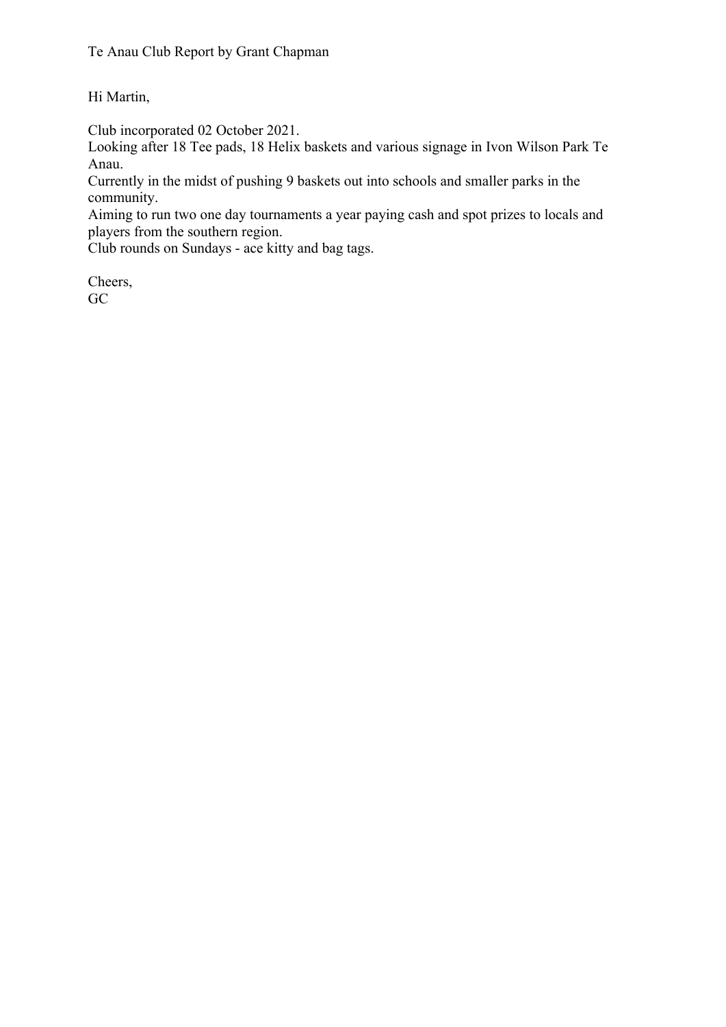Te Anau Club Report by Grant Chapman

Hi Martin,

Club incorporated 02 October 2021.
Looking after 18 Tee pads, 18 Helix baskets and various signage in Ivon Wilson Park Te Anau.
Currently in the midst of pushing 9 baskets out into schools and smaller parks in the community.
Aiming to run two one day tournaments a year paying cash and spot prizes to locals and players from the southern region.
Club rounds on Sundays - ace kitty and bag tags.

Cheers,
GC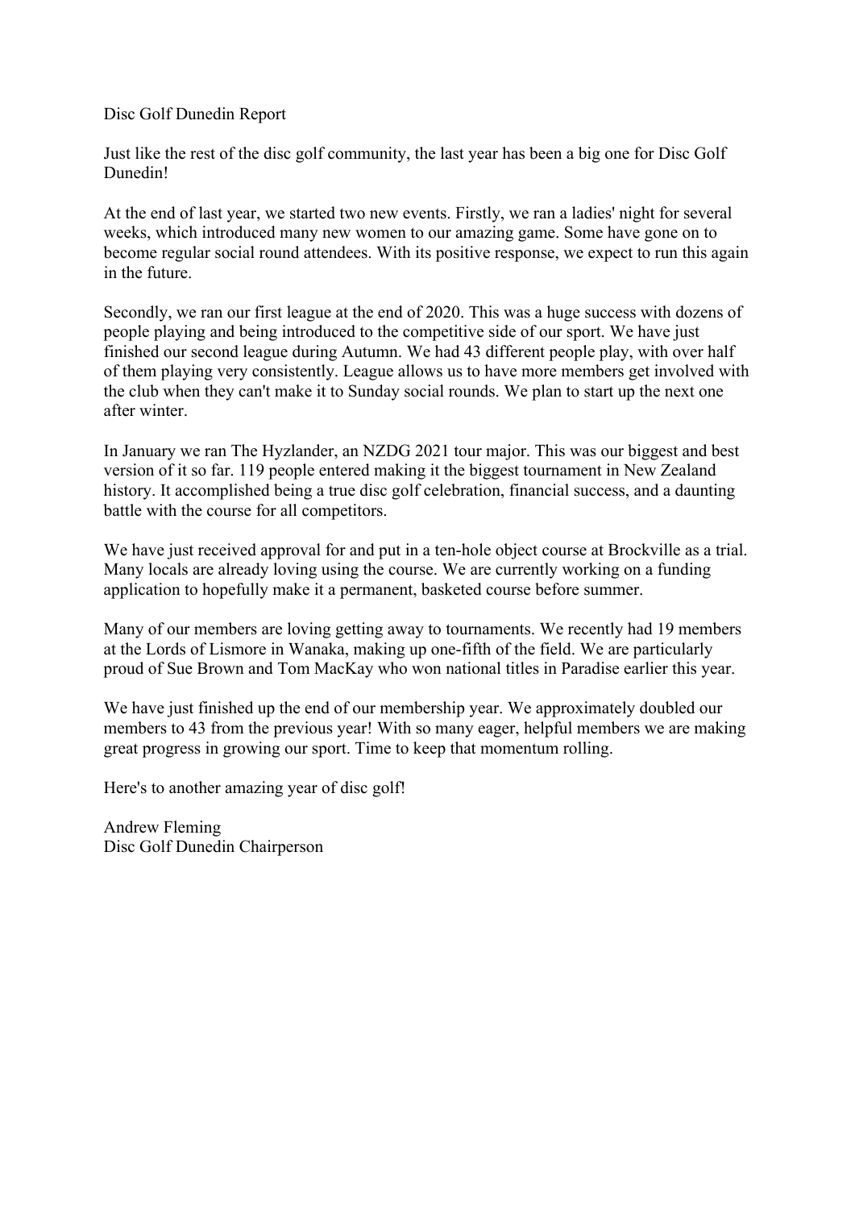# Disc Golf Dunedin Report

Just like the rest of the disc golf community, the last year has been a big one for Disc Golf Dunedin!

At the end of last year, we started two new events. Firstly, we ran a ladies' night for several weeks, which introduced many new women to our amazing game. Some have gone on to become regular social round attendees. With its positive response, we expect to run this again in the future.

Secondly, we ran our first league at the end of 2020. This was a huge success with dozens of people playing and being introduced to the competitive side of our sport. We have just finished our second league during Autumn. We had 43 different people play, with over half of them playing very consistently. League allows us to have more members get involved with the club when they can't make it to Sunday social rounds. We plan to start up the next one after winter.

In January we ran The Hyzlander, an NZDG 2021 tour major. This was our biggest and best version of it so far. 119 people entered making it the biggest tournament in New Zealand history. It accomplished being a true disc golf celebration, financial success, and a daunting battle with the course for all competitors.

We have just received approval for and put in a ten-hole object course at Brockville as a trial. Many locals are already loving using the course. We are currently working on a funding application to hopefully make it a permanent, basketed course before summer.

Many of our members are loving getting away to tournaments. We recently had 19 members at the Lords of Lismore in Wanaka, making up one-fifth of the field. We are particularly proud of Sue Brown and Tom MacKay who won national titles in Paradise earlier this year.

We have just finished up the end of our membership year. We approximately doubled our members to 43 from the previous year! With so many eager, helpful members we are making great progress in growing our sport. Time to keep that momentum rolling.

Here's to another amazing year of disc golf!

Andrew Fleming
Disc Golf Dunedin Chairperson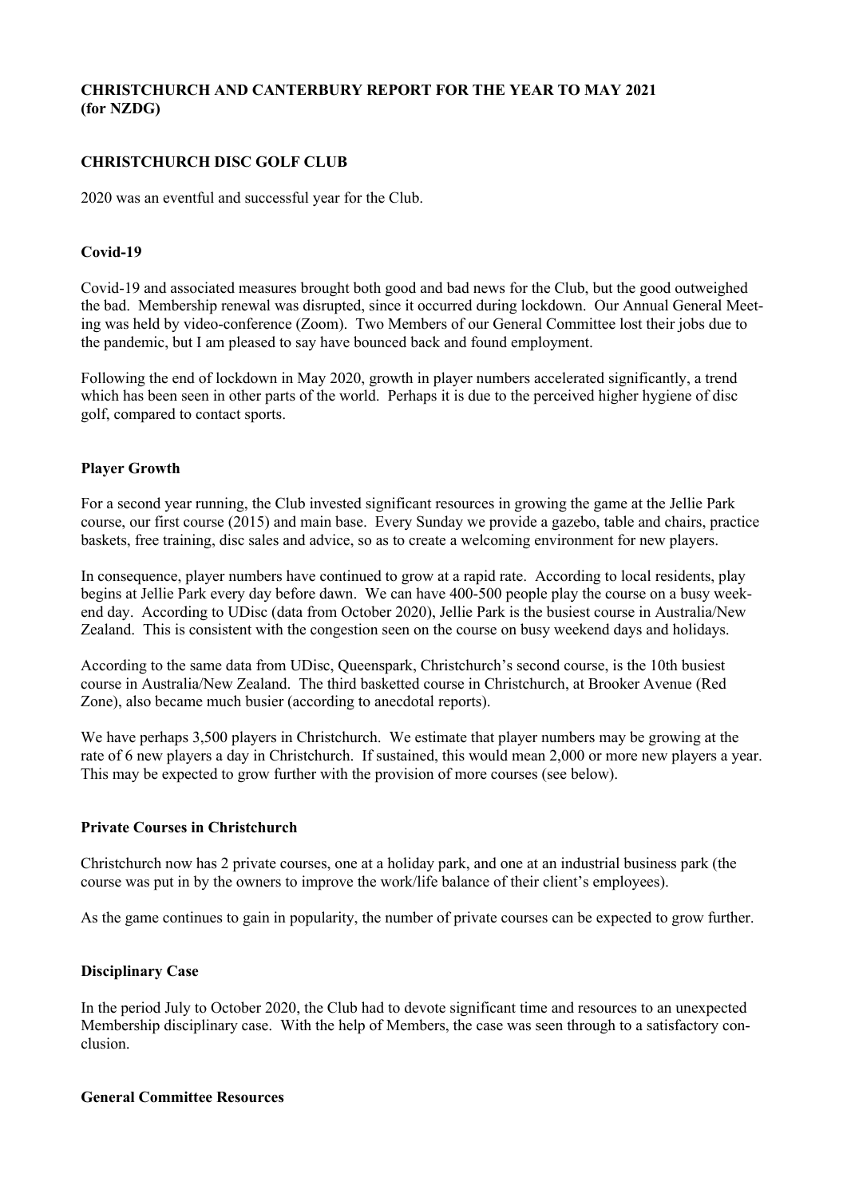**CHRISTCHURCH AND CANTERBURY REPORT FOR THE YEAR TO MAY 2021 (for NZDG)**

## CHRISTCHURCH DISC GOLF CLUB

2020 was an eventful and successful year for the Club.

### Covid-19

Covid-19 and associated measures brought both good and bad news for the Club, but the good outweighed the bad. Membership renewal was disrupted, since it occurred during lockdown. Our Annual General Meeting was held by video-conference (Zoom). Two Members of our General Committee lost their jobs due to the pandemic, but I am pleased to say have bounced back and found employment.

Following the end of lockdown in May 2020, growth in player numbers accelerated significantly, a trend which has been seen in other parts of the world. Perhaps it is due to the perceived higher hygiene of disc golf, compared to contact sports.

### Player Growth

For a second year running, the Club invested significant resources in growing the game at the Jellie Park course, our first course (2015) and main base. Every Sunday we provide a gazebo, table and chairs, practice baskets, free training, disc sales and advice, so as to create a welcoming environment for new players.

In consequence, player numbers have continued to grow at a rapid rate. According to local residents, play begins at Jellie Park every day before dawn. We can have 400-500 people play the course on a busy weekend day. According to UDisc (data from October 2020), Jellie Park is the busiest course in Australia/New Zealand. This is consistent with the congestion seen on the course on busy weekend days and holidays.

According to the same data from UDisc, Queenspark, Christchurch's second course, is the 10th busiest course in Australia/New Zealand. The third basketted course in Christchurch, at Brooker Avenue (Red Zone), also became much busier (according to anecdotal reports).

We have perhaps 3,500 players in Christchurch. We estimate that player numbers may be growing at the rate of 6 new players a day in Christchurch. If sustained, this would mean 2,000 or more new players a year. This may be expected to grow further with the provision of more courses (see below).

### Private Courses in Christchurch

Christchurch now has 2 private courses, one at a holiday park, and one at an industrial business park (the course was put in by the owners to improve the work/life balance of their client's employees).

As the game continues to gain in popularity, the number of private courses can be expected to grow further.

### Disciplinary Case

In the period July to October 2020, the Club had to devote significant time and resources to an unexpected Membership disciplinary case. With the help of Members, the case was seen through to a satisfactory conclusion.

### General Committee Resources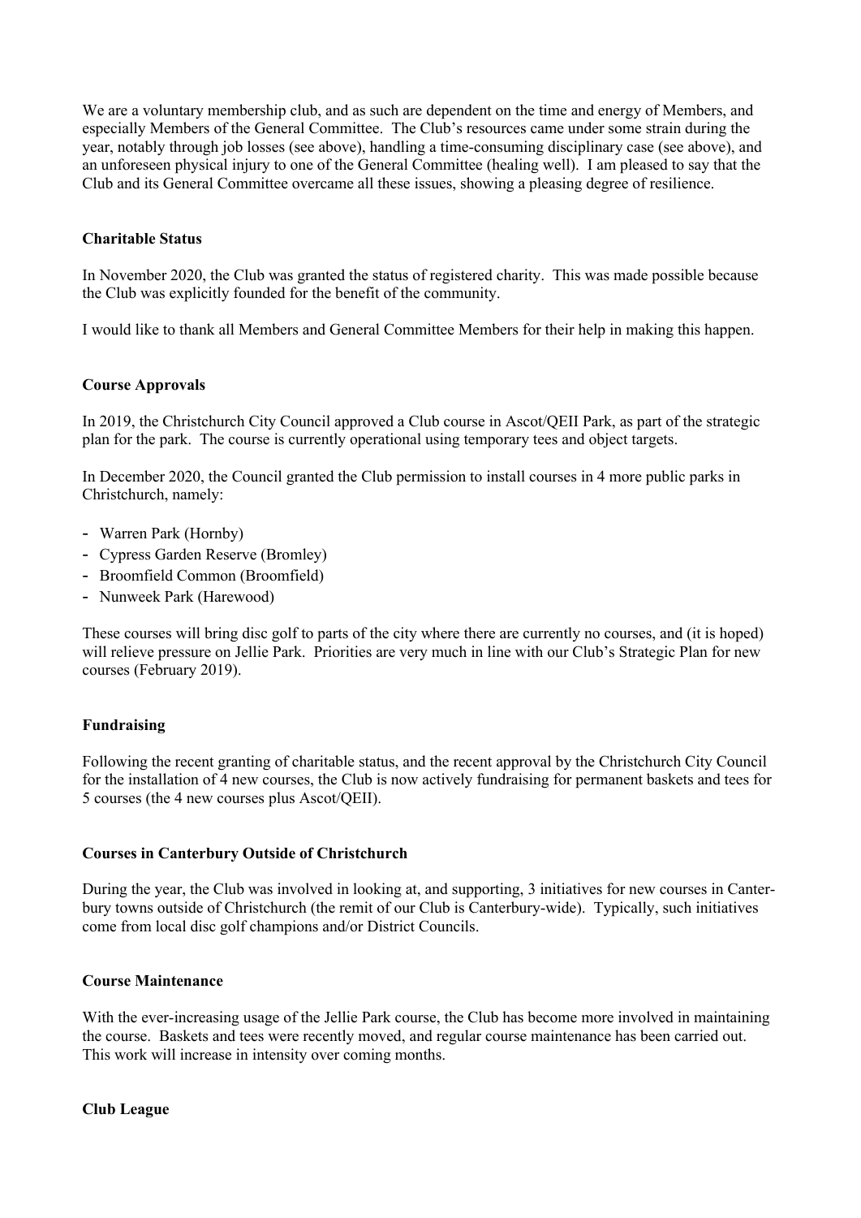We are a voluntary membership club, and as such are dependent on the time and energy of Members, and especially Members of the General Committee. The Club's resources came under some strain during the year, notably through job losses (see above), handling a time-consuming disciplinary case (see above), and an unforeseen physical injury to one of the General Committee (healing well). I am pleased to say that the Club and its General Committee overcame all these issues, showing a pleasing degree of resilience.

**Charitable Status**

In November 2020, the Club was granted the status of registered charity. This was made possible because the Club was explicitly founded for the benefit of the community.

I would like to thank all Members and General Committee Members for their help in making this happen.

**Course Approvals**

In 2019, the Christchurch City Council approved a Club course in Ascot/QEII Park, as part of the strategic plan for the park. The course is currently operational using temporary tees and object targets.

In December 2020, the Council granted the Club permission to install courses in 4 more public parks in Christchurch, namely:

- Warren Park (Hornby)
- Cypress Garden Reserve (Bromley)
- Broomfield Common (Broomfield)
- Nunweek Park (Harewood)

These courses will bring disc golf to parts of the city where there are currently no courses, and (it is hoped) will relieve pressure on Jellie Park. Priorities are very much in line with our Club's Strategic Plan for new courses (February 2019).

**Fundraising**

Following the recent granting of charitable status, and the recent approval by the Christchurch City Council for the installation of 4 new courses, the Club is now actively fundraising for permanent baskets and tees for 5 courses (the 4 new courses plus Ascot/QEII).

**Courses in Canterbury Outside of Christchurch**

During the year, the Club was involved in looking at, and supporting, 3 initiatives for new courses in Canterbury towns outside of Christchurch (the remit of our Club is Canterbury-wide). Typically, such initiatives come from local disc golf champions and/or District Councils.

**Course Maintenance**

With the ever-increasing usage of the Jellie Park course, the Club has become more involved in maintaining the course. Baskets and tees were recently moved, and regular course maintenance has been carried out. This work will increase in intensity over coming months.

**Club League**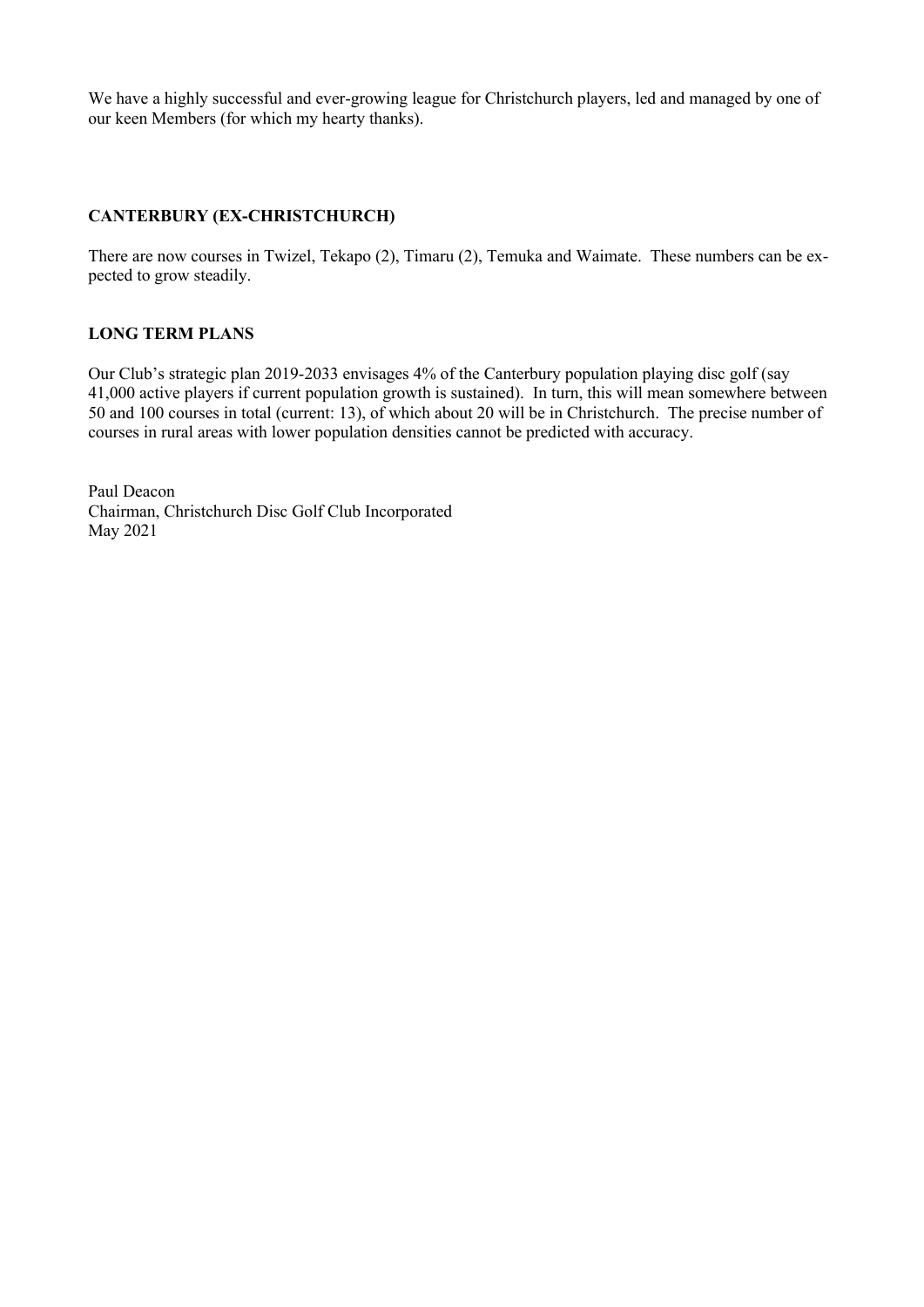We have a highly successful and ever-growing league for Christchurch players, led and managed by one of our keen Members (for which my hearty thanks).

## CANTERBURY (EX-CHRISTCHURCH)

There are now courses in Twizel, Tekapo (2), Timaru (2), Temuka and Waimate. These numbers can be expected to grow steadily.

## LONG TERM PLANS

Our Club's strategic plan 2019-2033 envisages 4% of the Canterbury population playing disc golf (say 41,000 active players if current population growth is sustained). In turn, this will mean somewhere between 50 and 100 courses in total (current: 13), of which about 20 will be in Christchurch. The precise number of courses in rural areas with lower population densities cannot be predicted with accuracy.

Paul Deacon  
Chairman, Christchurch Disc Golf Club Incorporated  
May 2021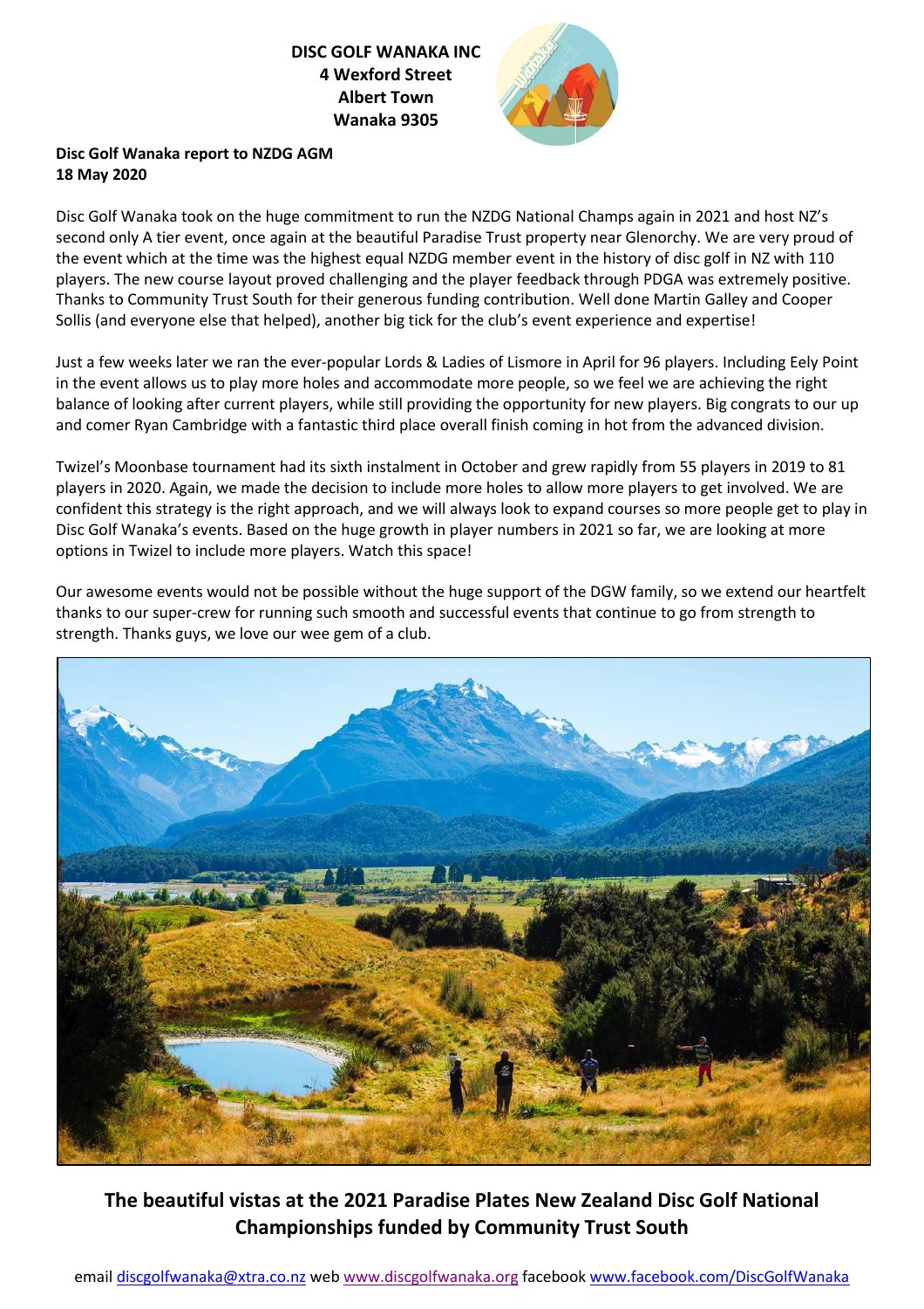**DISC GOLF WANAKA INC**
**4 Wexford Street**
**Albert Town**
**Wanaka 9305**

**Disc Golf Wanaka report to NZDG AGM**
**18 May 2020**

Disc Golf Wanaka took on the huge commitment to run the NZDG National Champs again in 2021 and host NZ's second only A tier event, once again at the beautiful Paradise Trust property near Glenorchy. We are very proud of the event which at the time was the highest equal NZDG member event in the history of disc golf in NZ with 110 players. The new course layout proved challenging and the player feedback through PDGA was extremely positive. Thanks to Community Trust South for their generous funding contribution. Well done Martin Galley and Cooper Sollis (and everyone else that helped), another big tick for the club's event experience and expertise!

Just a few weeks later we ran the ever-popular Lords & Ladies of Lismore in April for 96 players. Including Eely Point in the event allows us to play more holes and accommodate more people, so we feel we are achieving the right balance of looking after current players, while still providing the opportunity for new players. Big congrats to our up and comer Ryan Cambridge with a fantastic third place overall finish coming in hot from the advanced division.

Twizel's Moonbase tournament had its sixth instalment in October and grew rapidly from 55 players in 2019 to 81 players in 2020. Again, we made the decision to include more holes to allow more players to get involved. We are confident this strategy is the right approach, and we will always look to expand courses so more people get to play in Disc Golf Wanaka's events. Based on the huge growth in player numbers in 2021 so far, we are looking at more options in Twizel to include more players. Watch this space!

Our awesome events would not be possible without the huge support of the DGW family, so we extend our heartfelt thanks to our super-crew for running such smooth and successful events that continue to go from strength to strength. Thanks guys, we love our wee gem of a club.

**The beautiful vistas at the 2021 Paradise Plates New Zealand Disc Golf National Championships funded by Community Trust South**

email discgolfwanaka@xtra.co.nz web www.discgolfwanaka.org facebook www.facebook.com/DiscGolfWanaka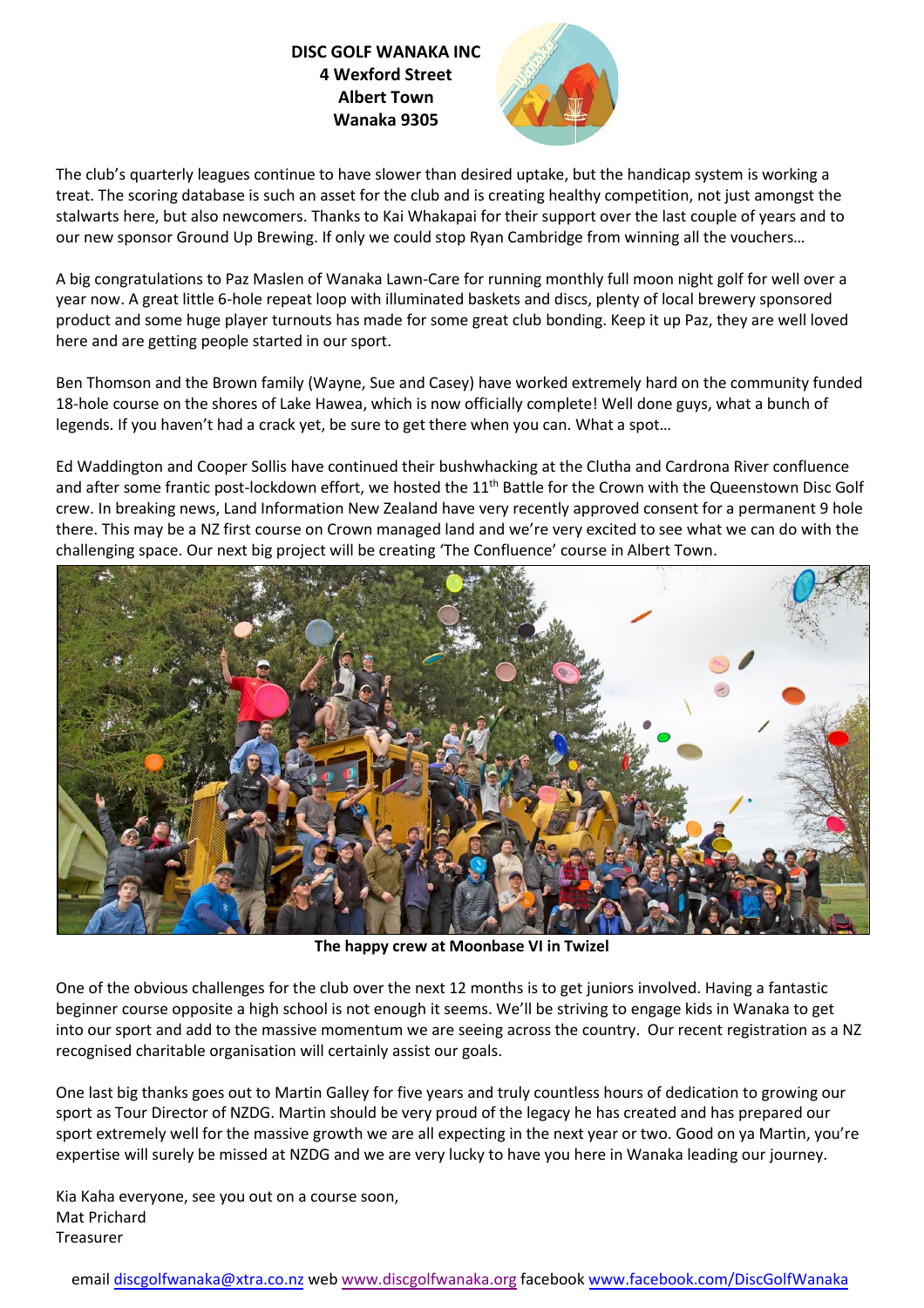**DISC GOLF WANAKA INC**
**4 Wexford Street**
**Albert Town**
**Wanaka 9305**

The club's quarterly leagues continue to have slower than desired uptake, but the handicap system is working a treat. The scoring database is such an asset for the club and is creating healthy competition, not just amongst the stalwarts here, but also newcomers. Thanks to Kai Whakapai for their support over the last couple of years and to our new sponsor Ground Up Brewing. If only we could stop Ryan Cambridge from winning all the vouchers…

A big congratulations to Paz Maslen of Wanaka Lawn-Care for running monthly full moon night golf for well over a year now. A great little 6-hole repeat loop with illuminated baskets and discs, plenty of local brewery sponsored product and some huge player turnouts has made for some great club bonding. Keep it up Paz, they are well loved here and are getting people started in our sport.

Ben Thomson and the Brown family (Wayne, Sue and Casey) have worked extremely hard on the community funded 18-hole course on the shores of Lake Hawea, which is now officially complete! Well done guys, what a bunch of legends. If you haven't had a crack yet, be sure to get there when you can. What a spot…

Ed Waddington and Cooper Sollis have continued their bushwhacking at the Clutha and Cardrona River confluence and after some frantic post-lockdown effort, we hosted the 11th Battle for the Crown with the Queenstown Disc Golf crew. In breaking news, Land Information New Zealand have very recently approved consent for a permanent 9 hole there. This may be a NZ first course on Crown managed land and we're very excited to see what we can do with the challenging space. Our next big project will be creating 'The Confluence' course in Albert Town.

**The happy crew at Moonbase VI in Twizel**

One of the obvious challenges for the club over the next 12 months is to get juniors involved. Having a fantastic beginner course opposite a high school is not enough it seems. We'll be striving to engage kids in Wanaka to get into our sport and add to the massive momentum we are seeing across the country. Our recent registration as a NZ recognised charitable organisation will certainly assist our goals.

One last big thanks goes out to Martin Galley for five years and truly countless hours of dedication to growing our sport as Tour Director of NZDG. Martin should be very proud of the legacy he has created and has prepared our sport extremely well for the massive growth we are all expecting in the next year or two. Good on ya Martin, you're expertise will surely be missed at NZDG and we are very lucky to have you here in Wanaka leading our journey.

Kia Kaha everyone, see you out on a course soon,
Mat Prichard
Treasurer

email discgolfwanaka@xtra.co.nz web www.discgolfwanaka.org facebook www.facebook.com/DiscGolfWanaka